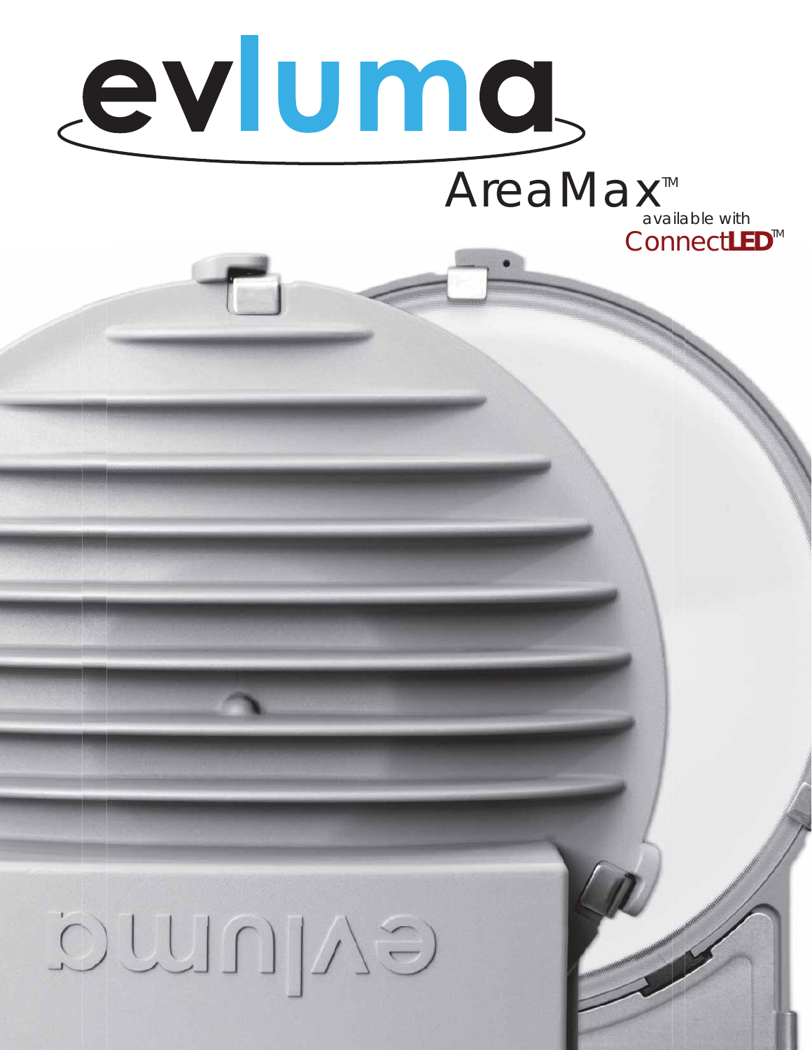# evluma

## AreaMax™

available with

ConnectLED™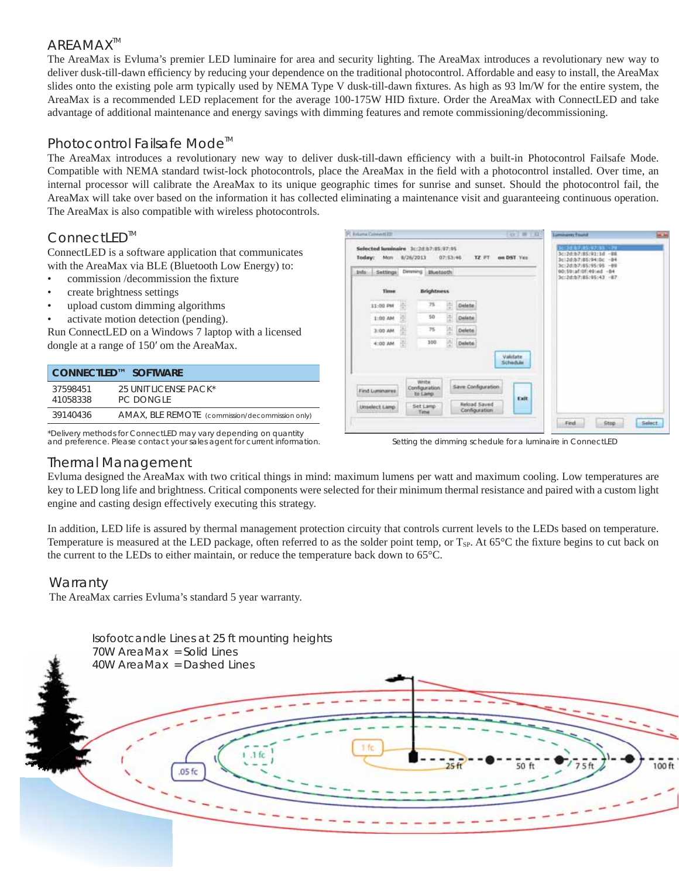## AREAMAX™

The AreaMax is Evluma's premier LED luminaire for area and security lighting. The AreaMax introduces a revolutionary new way to deliver dusk-till-dawn efficiency by reducing your dependence on the traditional photocontrol. Affordable and easy to install, the AreaMax slides onto the existing pole arm typically used by NEMA Type V dusk-till-dawn fixtures. As high as 93 lm/W for the entire system, the AreaMax is a recommended LED replacement for the average 100-175W HID fixture. Order the AreaMax with ConnectLED and take advantage of additional maintenance and energy savings with dimming features and remote commissioning/decommissioning.

## Photocontrol Failsafe Mode™

The AreaMax introduces a revolutionary new way to deliver dusk-till-dawn efficiency with a built-in Photocontrol Failsafe Mode. Compatible with NEMA standard twist-lock photocontrols, place the AreaMax in the field with a photocontrol installed. Over time, an internal processor will calibrate the AreaMax to its unique geographic times for sunrise and sunset. Should the photocontrol fail, the AreaMax will take over based on the information it has collected eliminating a maintenance visit and guaranteeing continuous operation. The AreaMax is also compatible with wireless photocontrols.

## ConnectLED™

ConnectLED is a software application that communicates with the AreaMax via BLE (Bluetooth Low Energy) to:

- commission /decommission the fixture
- create brightness settings
- upload custom dimming algorithms
- activate motion detection (pending).

Run ConnectLED on a Windows 7 laptop with a licensed dongle at a range of 150′ om the AreaMax.

| CONNECTLED™ SOFTWARE | |
|---|---|
| 37598451<br>41058338 | 25 UNIT LICENSE PACK*<br>PC DONGLE |
| 39140436 | AMAX, BLE REMOTE (commission/decommission only) |

*Delivery methods for ConnectLED may vary depending on quantity and preference. Please contact your sales agent for current information.

Setting the dimming schedule for a luminaire in ConnectLED

## Thermal Management

Evluma designed the AreaMax with two critical things in mind: maximum lumens per watt and maximum cooling. Low temperatures are key to LED long life and brightness. Critical components were selected for their minimum thermal resistance and paired with a custom light engine and casting design effectively executing this strategy.

In addition, LED life is assured by thermal management protection circuitry that controls current levels to the LEDs based on temperature. Temperature is measured at the LED package, often referred to as the solder point temp, or $T_{SP}$. At 65°C the fixture begins to cut back on the current to the LEDs to either maintain, or reduce the temperature back down to 65°C.

## Warranty

The AreaMax carries Evluma's standard 5 year warranty.

Isofootcandle Lines at 25 ft mounting heights
70W AreaMax = Solid Lines
40W AreaMax = Dashed Lines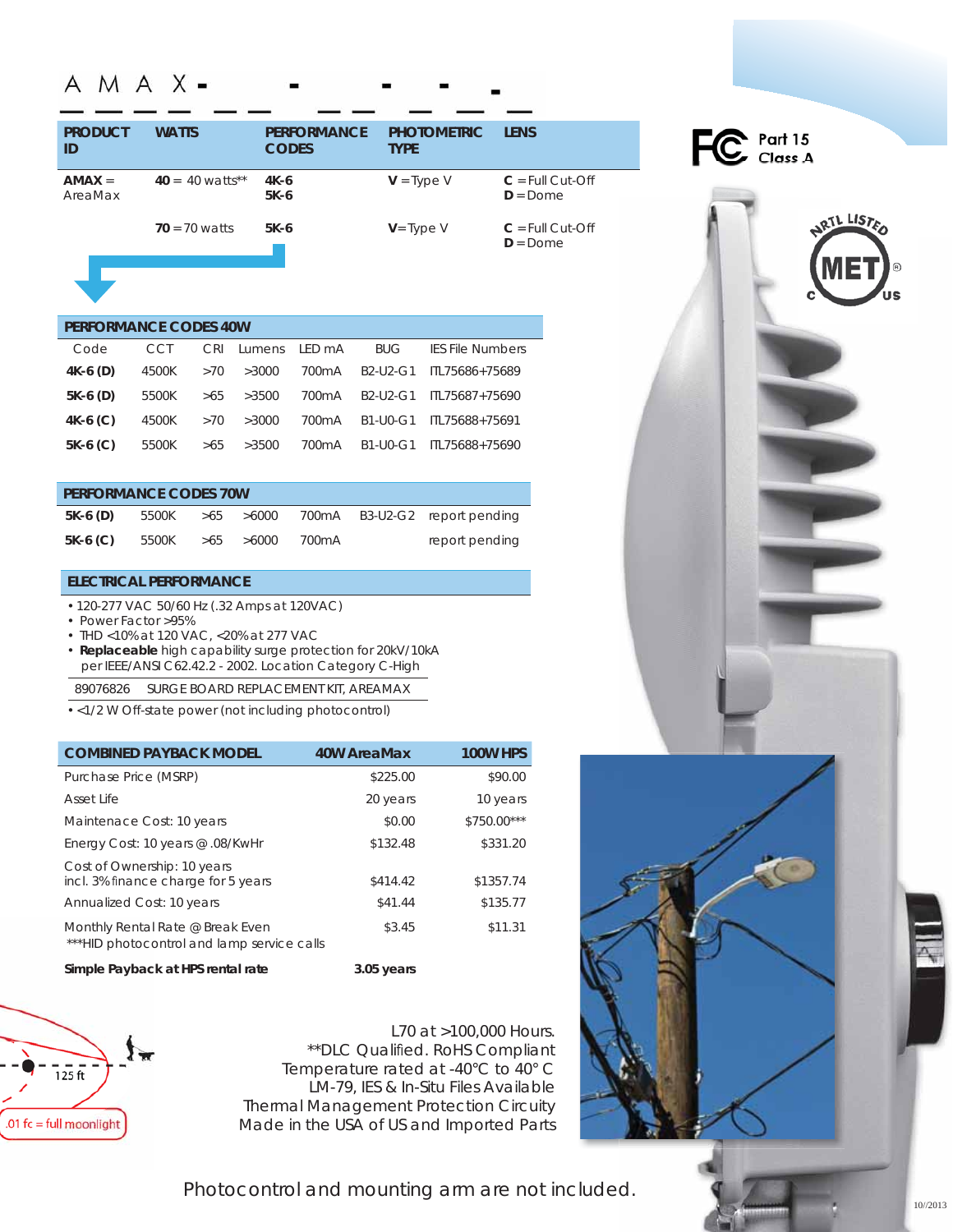A M A X - ___ - ___ - ___ - ___ - ___

| PRODUCT ID | WATTS | PERFORMANCE CODES | PHOTOMETRIC TYPE | LENS |
|---|---|---|---|---|
| **AMAX** = AreaMax | **40** = 40 watts** | **4K-6**<br>**5K-6** | **V** = Type V | **C** = Full Cut-Off<br>**D** = Dome |
| | **70** = 70 watts | **5K-6** | **V** = Type V | **C** = Full Cut-Off<br>**D** = Dome |

FC Part 15 Class A

MET c US NRTL LISTED

## PERFORMANCE CODES 40W

| Code | CCT | CRI | Lumens | LED mA | BUG | IES File Numbers |
|---|---|---|---|---|---|---|
| **4K-6 (D)** | 4500K | >70 | >3000 | 700mA | B2-U2-G1 | ITL75686+75689 |
| **5K-6 (D)** | 5500K | >65 | >3500 | 700mA | B2-U2-G1 | ITL75687+75690 |
| **4K-6 (C)** | 4500K | >70 | >3000 | 700mA | B1-U0-G1 | ITL75688+75691 |
| **5K-6 (C)** | 5500K | >65 | >3500 | 700mA | B1-U0-G1 | ITL75688+75690 |

## PERFORMANCE CODES 70W

| Code | CCT | CRI | Lumens | LED mA | BUG | IES File Numbers |
|---|---|---|---|---|---|---|
| **5K-6 (D)** | 5500K | >65 | >6000 | 700mA | B3-U2-G2 | report pending |
| **5K-6 (C)** | 5500K | >65 | >6000 | 700mA | | report pending |

## ELECTRICAL PERFORMANCE

- 120-277 VAC 50/60 Hz (.32 Amps at 120VAC)
- Power Factor >95%
- THD <10% at 120 VAC, <20% at 277 VAC
- **Replaceable** high capability surge protection for 20kV/10kA per IEEE/ANSI C62.42.2 - 2002. Location Category C-High

89076826 SURGE BOARD REPLACEMENT KIT, AREAMAX

- <1/2 W Off-state power (not including photocontrol)

| COMBINED PAYBACK MODEL | 40W AreaMax | 100W HPS |
|---|---|---|
| Purchase Price (MSRP) | $225.00 | $90.00 |
| Asset Life | 20 years | 10 years |
| Maintenace Cost: 10 years | $0.00 | $750.00*** |
| Energy Cost: 10 years @ .08/KwHr | $132.48 | $331.20 |
| Cost of Ownership: 10 years incl. 3% finance charge for 5 years | $414.42 | $1357.74 |
| Annualized Cost: 10 years | $41.44 | $135.77 |
| Monthly Rental Rate @ Break Even<br>***HID photocontrol and lamp service calls | $3.45 | $11.31 |
| **Simple Payback at HPS rental rate** | **3.05 years** | |

125 ft

.01 fc = full moonlight

L70 at >100,000 Hours.
**DLC Qualified. RoHS Compliant
Temperature rated at -40°C to 40° C
LM-79, IES & In-Situ Files Available
Thermal Management Protection Circuity
Made in the USA of US and Imported Parts

Photocontrol and mounting arm are not included.

10//2013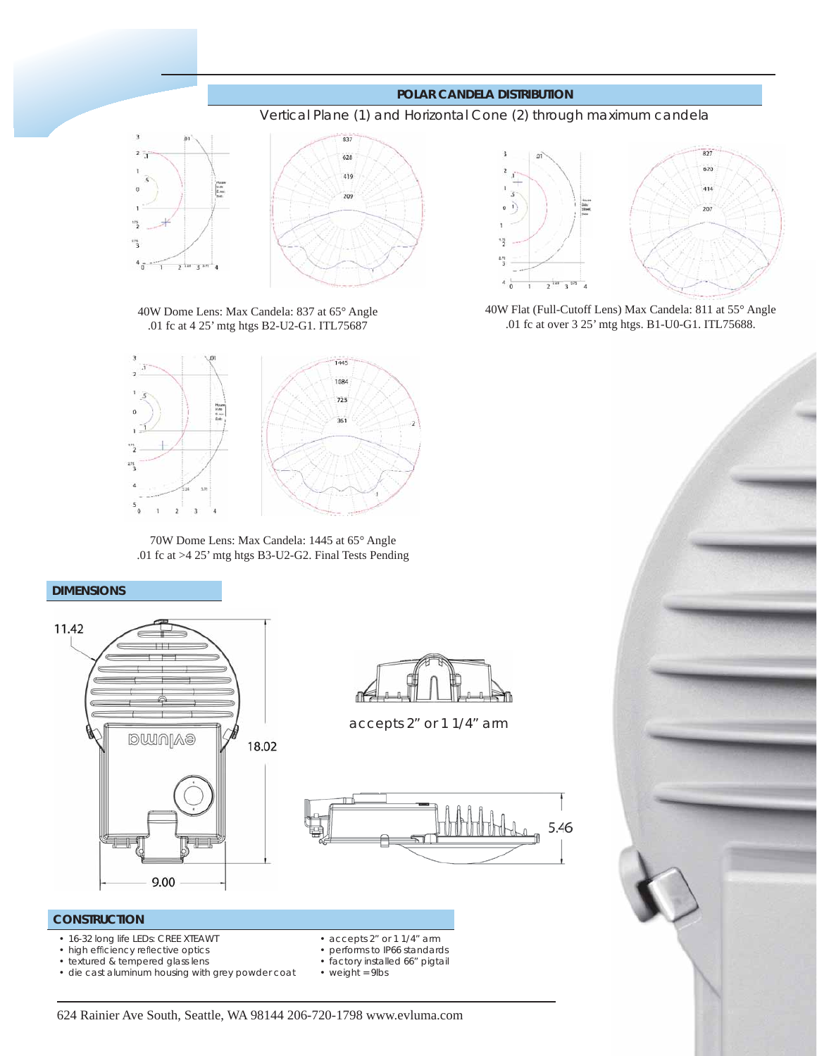## POLAR CANDELA DISTRIBUTION

Vertical Plane (1) and Horizontal Cone (2) through maximum candela

40W Dome Lens: Max Candela: 837 at 65° Angle
.01 fc at 4 25' mtg htgs B2-U2-G1. ITL75687

40W Flat (Full-Cutoff Lens) Max Candela: 811 at 55° Angle
.01 fc at over 3 25' mtg htgs. B1-U0-G1. ITL75688.

70W Dome Lens: Max Candela: 1445 at 65° Angle
.01 fc at >4 25' mtg htgs B3-U2-G2. Final Tests Pending

## DIMENSIONS

11.42

18.02

9.00

accepts 2" or 1 1/4" arm

5.46

## CONSTRUCTION

- 16-32 long life LEDs: CREE XTEAWT
- high efficiency reflective optics
- textured & tempered glass lens
- die cast aluminum housing with grey powder coat
- accepts 2" or 1 1/4" arm
- performs to IP66 standards
- factory installed 66" pigtail
- weight = 9lbs

624 Rainier Ave South, Seattle, WA 98144 206-720-1798 www.evluma.com